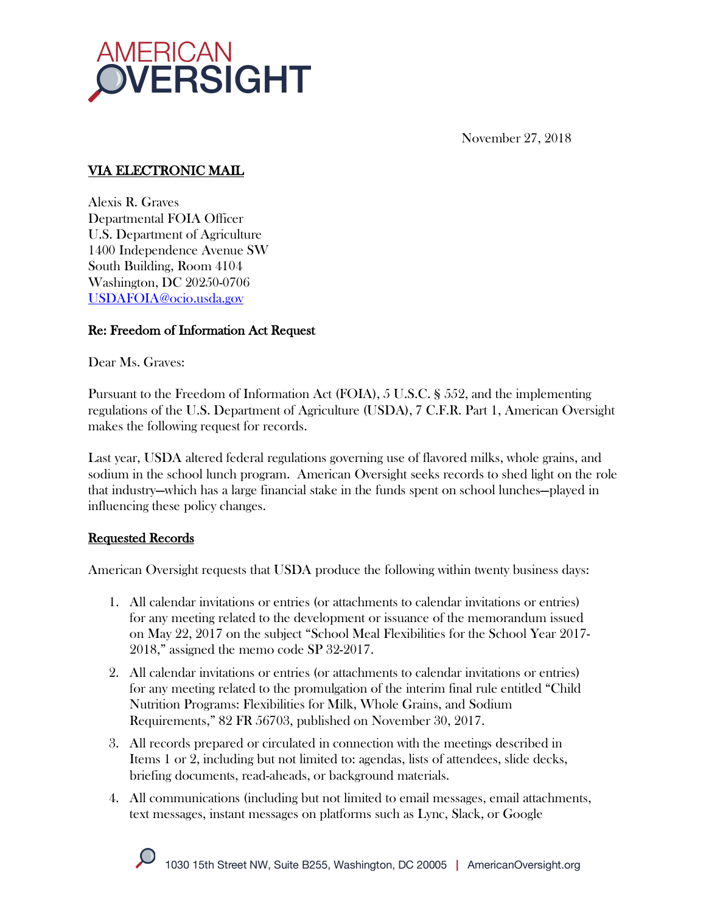# AMERICAN OVERSIGHT

November 27, 2018

**VIA ELECTRONIC MAIL**

Alexis R. Graves
Departmental FOIA Officer
U.S. Department of Agriculture
1400 Independence Avenue SW
South Building, Room 4104
Washington, DC 20250-0706
USDAFOIA@ocio.usda.gov

**Re: Freedom of Information Act Request**

Dear Ms. Graves:

Pursuant to the Freedom of Information Act (FOIA), 5 U.S.C. § 552, and the implementing regulations of the U.S. Department of Agriculture (USDA), 7 C.F.R. Part 1, American Oversight makes the following request for records.

Last year, USDA altered federal regulations governing use of flavored milks, whole grains, and sodium in the school lunch program. American Oversight seeks records to shed light on the role that industry—which has a large financial stake in the funds spent on school lunches—played in influencing these policy changes.

**Requested Records**

American Oversight requests that USDA produce the following within twenty business days:

1. All calendar invitations or entries (or attachments to calendar invitations or entries) for any meeting related to the development or issuance of the memorandum issued on May 22, 2017 on the subject "School Meal Flexibilities for the School Year 2017-2018," assigned the memo code SP 32-2017.
2. All calendar invitations or entries (or attachments to calendar invitations or entries) for any meeting related to the promulgation of the interim final rule entitled "Child Nutrition Programs: Flexibilities for Milk, Whole Grains, and Sodium Requirements," 82 FR 56703, published on November 30, 2017.
3. All records prepared or circulated in connection with the meetings described in Items 1 or 2, including but not limited to: agendas, lists of attendees, slide decks, briefing documents, read-aheads, or background materials.
4. All communications (including but not limited to email messages, email attachments, text messages, instant messages on platforms such as Lync, Slack, or Google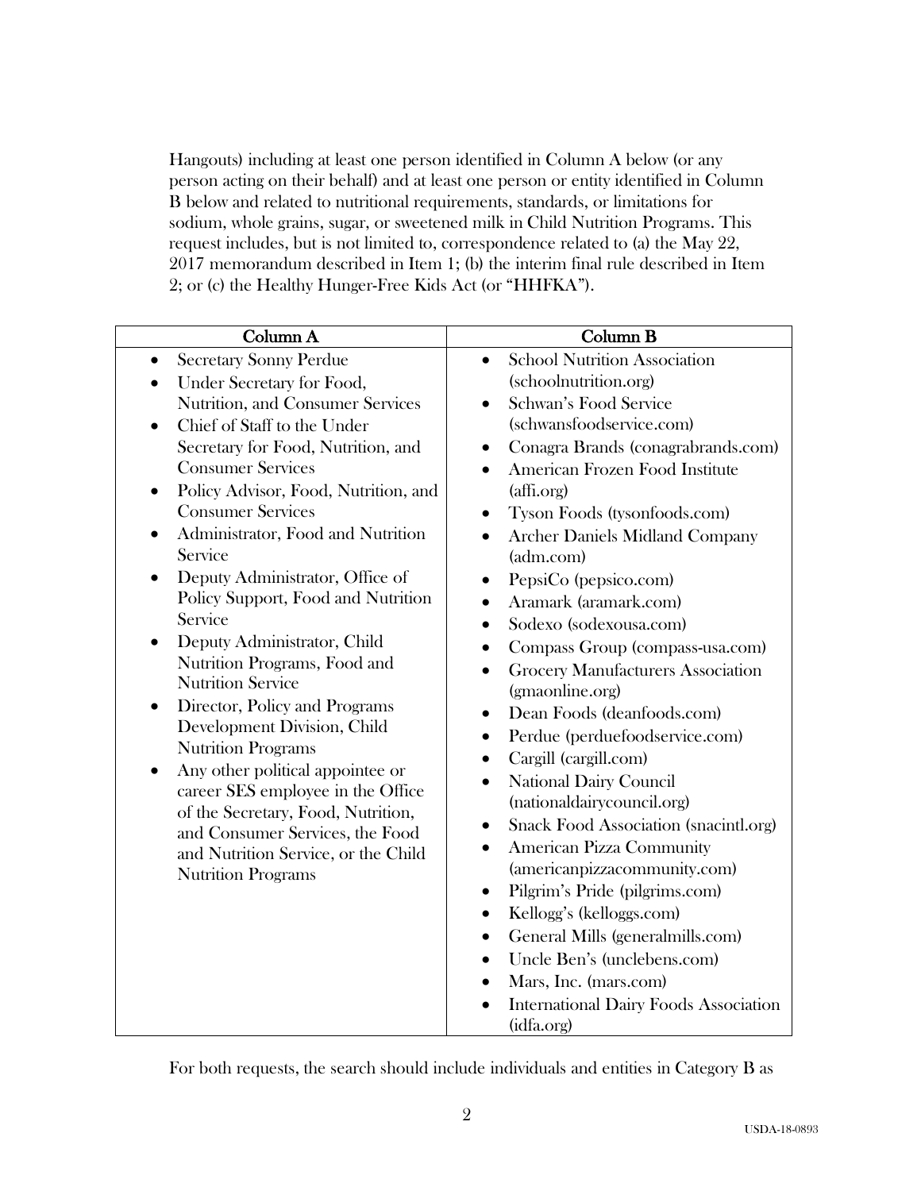Hangouts) including at least one person identified in Column A below (or any person acting on their behalf) and at least one person or entity identified in Column B below and related to nutritional requirements, standards, or limitations for sodium, whole grains, sugar, or sweetened milk in Child Nutrition Programs. This request includes, but is not limited to, correspondence related to (a) the May 22, 2017 memorandum described in Item 1; (b) the interim final rule described in Item 2; or (c) the Healthy Hunger-Free Kids Act (or "HHFKA").

| Column A | Column B |
|---|---|
| • Secretary Sonny Perdue<br>• Under Secretary for Food, Nutrition, and Consumer Services<br>• Chief of Staff to the Under Secretary for Food, Nutrition, and Consumer Services<br>• Policy Advisor, Food, Nutrition, and Consumer Services<br>• Administrator, Food and Nutrition Service<br>• Deputy Administrator, Office of Policy Support, Food and Nutrition Service<br>• Deputy Administrator, Child Nutrition Programs, Food and Nutrition Service<br>• Director, Policy and Programs Development Division, Child Nutrition Programs<br>• Any other political appointee or career SES employee in the Office of the Secretary, Food, Nutrition, and Consumer Services, the Food and Nutrition Service, or the Child Nutrition Programs | • School Nutrition Association (schoolnutrition.org)<br>• Schwan's Food Service (schwansfoodservice.com)<br>• Conagra Brands (conagrabrands.com)<br>• American Frozen Food Institute (affi.org)<br>• Tyson Foods (tysonfoods.com)<br>• Archer Daniels Midland Company (adm.com)<br>• PepsiCo (pepsico.com)<br>• Aramark (aramark.com)<br>• Sodexo (sodexousa.com)<br>• Compass Group (compass-usa.com)<br>• Grocery Manufacturers Association (gmaonline.org)<br>• Dean Foods (deanfoods.com)<br>• Perdue (perduefoodservice.com)<br>• Cargill (cargill.com)<br>• National Dairy Council (nationaldairycouncil.org)<br>• Snack Food Association (snacintl.org)<br>• American Pizza Community (americanpizzacommunity.com)<br>• Pilgrim's Pride (pilgrims.com)<br>• Kellogg's (kelloggs.com)<br>• General Mills (generalmills.com)<br>• Uncle Ben's (unclebens.com)<br>• Mars, Inc. (mars.com)<br>• International Dairy Foods Association (idfa.org) |

For both requests, the search should include individuals and entities in Category B as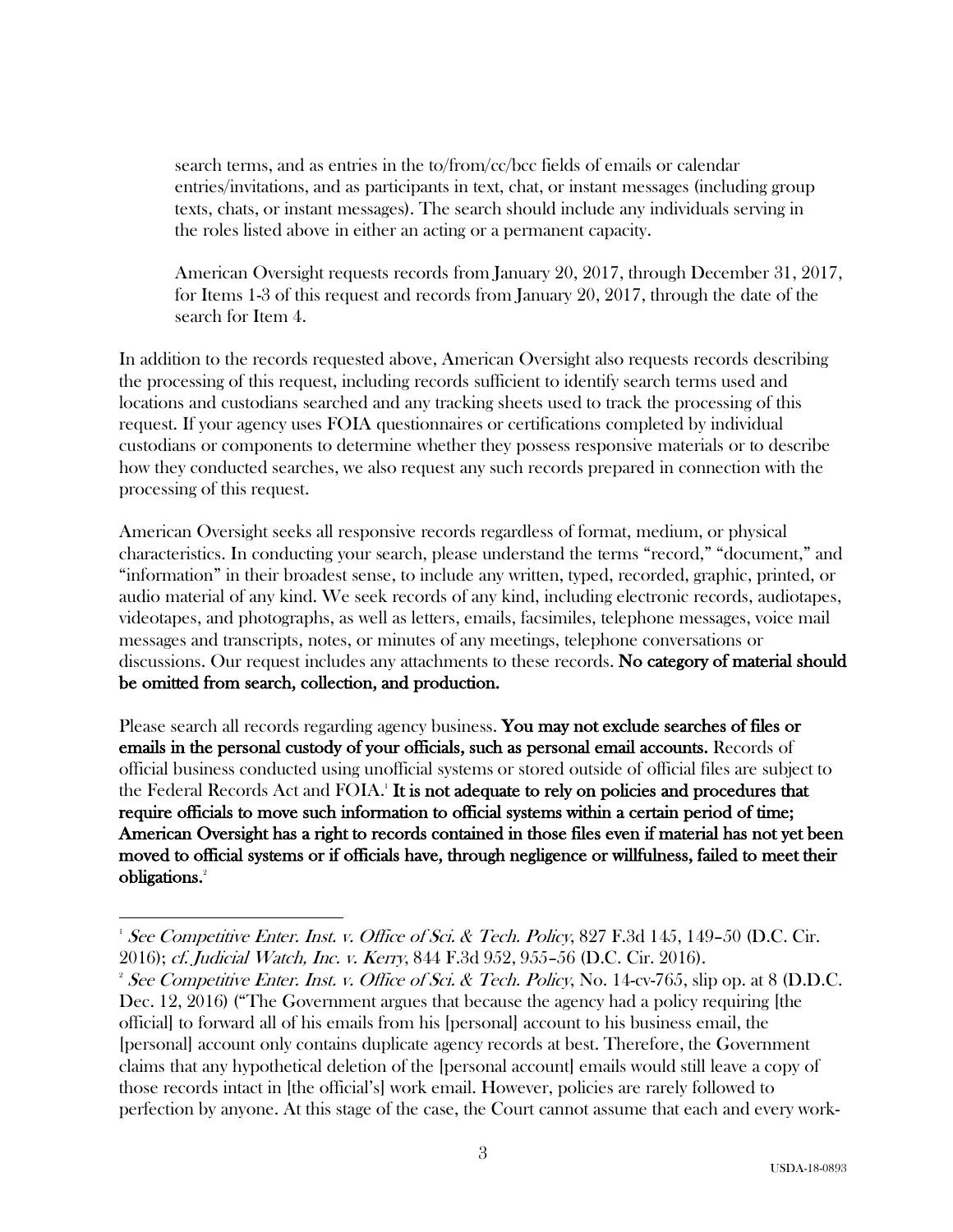search terms, and as entries in the to/from/cc/bcc fields of emails or calendar entries/invitations, and as participants in text, chat, or instant messages (including group texts, chats, or instant messages). The search should include any individuals serving in the roles listed above in either an acting or a permanent capacity.

American Oversight requests records from January 20, 2017, through December 31, 2017, for Items 1-3 of this request and records from January 20, 2017, through the date of the search for Item 4.

In addition to the records requested above, American Oversight also requests records describing the processing of this request, including records sufficient to identify search terms used and locations and custodians searched and any tracking sheets used to track the processing of this request. If your agency uses FOIA questionnaires or certifications completed by individual custodians or components to determine whether they possess responsive materials or to describe how they conducted searches, we also request any such records prepared in connection with the processing of this request.

American Oversight seeks all responsive records regardless of format, medium, or physical characteristics. In conducting your search, please understand the terms "record," "document," and "information" in their broadest sense, to include any written, typed, recorded, graphic, printed, or audio material of any kind. We seek records of any kind, including electronic records, audiotapes, videotapes, and photographs, as well as letters, emails, facsimiles, telephone messages, voice mail messages and transcripts, notes, or minutes of any meetings, telephone conversations or discussions. Our request includes any attachments to these records. **No category of material should be omitted from search, collection, and production.**

Please search all records regarding agency business. **You may not exclude searches of files or emails in the personal custody of your officials, such as personal email accounts.** Records of official business conducted using unofficial systems or stored outside of official files are subject to the Federal Records Act and FOIA.[1] **It is not adequate to rely on policies and procedures that require officials to move such information to official systems within a certain period of time; American Oversight has a right to records contained in those files even if material has not yet been moved to official systems or if officials have, through negligence or willfulness, failed to meet their obligations.**[2]

---

[1] *See Competitive Enter. Inst. v. Office of Sci. & Tech. Policy*, 827 F.3d 145, 149–50 (D.C. Cir. 2016); *cf. Judicial Watch, Inc. v. Kerry*, 844 F.3d 952, 955–56 (D.C. Cir. 2016).

[2] *See Competitive Enter. Inst. v. Office of Sci. & Tech. Policy*, No. 14-cv-765, slip op. at 8 (D.D.C. Dec. 12, 2016) ("The Government argues that because the agency had a policy requiring [the official] to forward all of his emails from his [personal] account to his business email, the [personal] account only contains duplicate agency records at best. Therefore, the Government claims that any hypothetical deletion of the [personal account] emails would still leave a copy of those records intact in [the official's] work email. However, policies are rarely followed to perfection by anyone. At this stage of the case, the Court cannot assume that each and every work-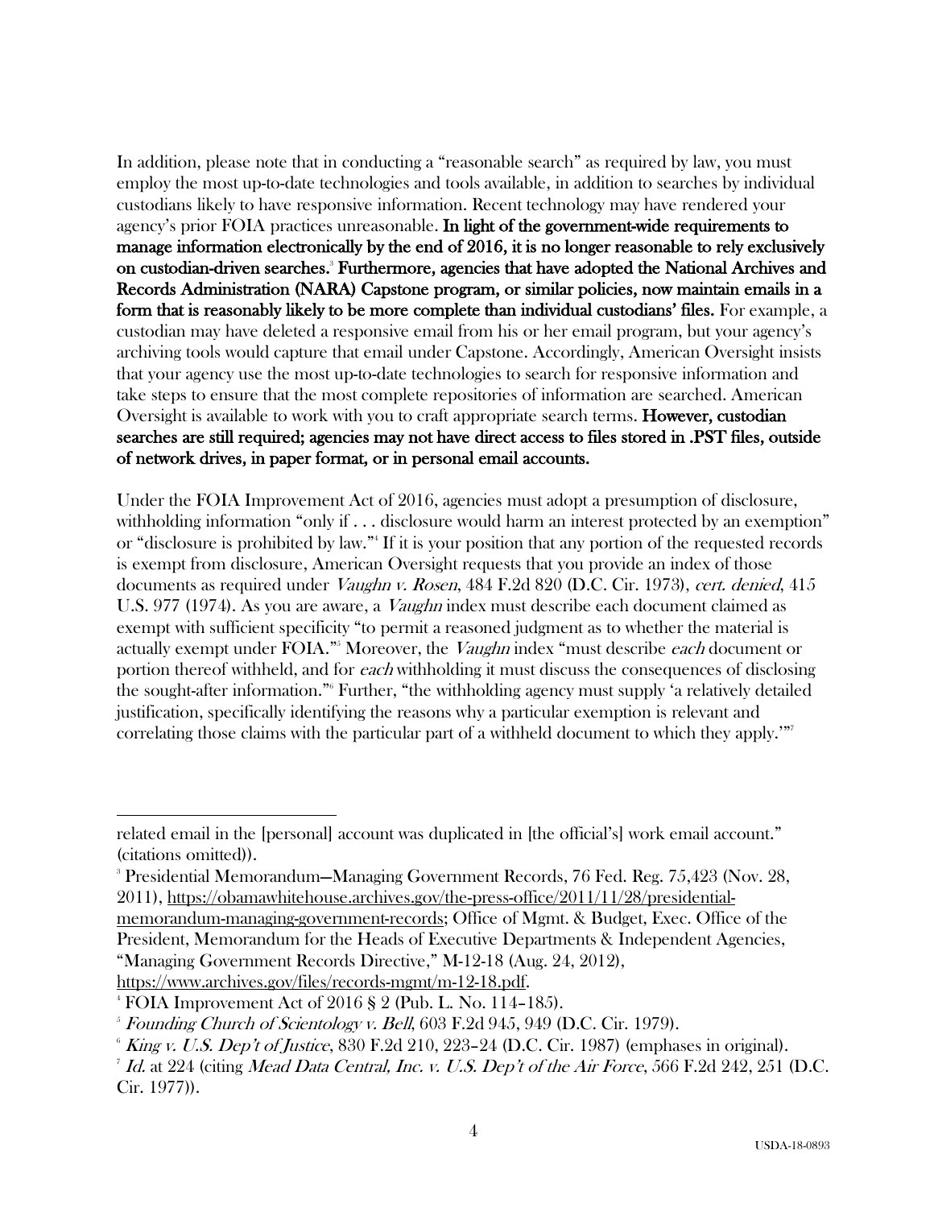In addition, please note that in conducting a "reasonable search" as required by law, you must employ the most up-to-date technologies and tools available, in addition to searches by individual custodians likely to have responsive information. Recent technology may have rendered your agency's prior FOIA practices unreasonable. **In light of the government-wide requirements to manage information electronically by the end of 2016, it is no longer reasonable to rely exclusively on custodian-driven searches.**[3] **Furthermore, agencies that have adopted the National Archives and Records Administration (NARA) Capstone program, or similar policies, now maintain emails in a form that is reasonably likely to be more complete than individual custodians' files.** For example, a custodian may have deleted a responsive email from his or her email program, but your agency's archiving tools would capture that email under Capstone. Accordingly, American Oversight insists that your agency use the most up-to-date technologies to search for responsive information and take steps to ensure that the most complete repositories of information are searched. American Oversight is available to work with you to craft appropriate search terms. **However, custodian searches are still required; agencies may not have direct access to files stored in .PST files, outside of network drives, in paper format, or in personal email accounts.**

Under the FOIA Improvement Act of 2016, agencies must adopt a presumption of disclosure, withholding information "only if . . . disclosure would harm an interest protected by an exemption" or "disclosure is prohibited by law."[4] If it is your position that any portion of the requested records is exempt from disclosure, American Oversight requests that you provide an index of those documents as required under *Vaughn v. Rosen*, 484 F.2d 820 (D.C. Cir. 1973), *cert. denied*, 415 U.S. 977 (1974). As you are aware, a *Vaughn* index must describe each document claimed as exempt with sufficient specificity "to permit a reasoned judgment as to whether the material is actually exempt under FOIA."[5] Moreover, the *Vaughn* index "must describe *each* document or portion thereof withheld, and for *each* withholding it must discuss the consequences of disclosing the sought-after information."[6] Further, "the withholding agency must supply 'a relatively detailed justification, specifically identifying the reasons why a particular exemption is relevant and correlating those claims with the particular part of a withheld document to which they apply.'"[7]

---

related email in the [personal] account was duplicated in [the official's] work email account." (citations omitted)).

[3] Presidential Memorandum—Managing Government Records, 76 Fed. Reg. 75,423 (Nov. 28, 2011), https://obamawhitehouse.archives.gov/the-press-office/2011/11/28/presidential-memorandum-managing-government-records; Office of Mgmt. & Budget, Exec. Office of the President, Memorandum for the Heads of Executive Departments & Independent Agencies, "Managing Government Records Directive," M-12-18 (Aug. 24, 2012), https://www.archives.gov/files/records-mgmt/m-12-18.pdf.

[4] FOIA Improvement Act of 2016 § 2 (Pub. L. No. 114–185).

[5] *Founding Church of Scientology v. Bell*, 603 F.2d 945, 949 (D.C. Cir. 1979).

[6] *King v. U.S. Dep't of Justice*, 830 F.2d 210, 223–24 (D.C. Cir. 1987) (emphases in original).

[7] *Id.* at 224 (citing *Mead Data Central, Inc. v. U.S. Dep't of the Air Force*, 566 F.2d 242, 251 (D.C. Cir. 1977)).

USDA-18-0893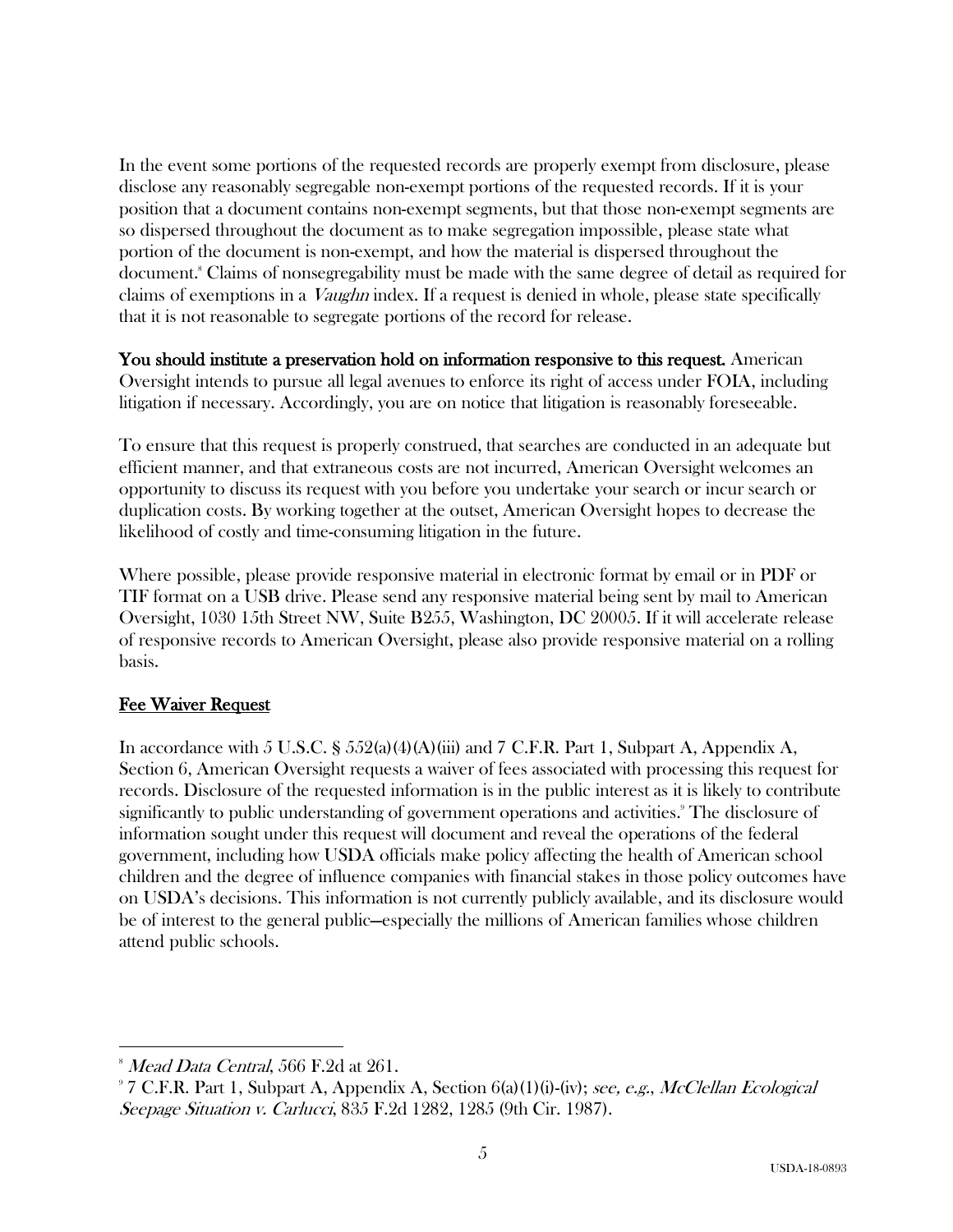In the event some portions of the requested records are properly exempt from disclosure, please disclose any reasonably segregable non-exempt portions of the requested records. If it is your position that a document contains non-exempt segments, but that those non-exempt segments are so dispersed throughout the document as to make segregation impossible, please state what portion of the document is non-exempt, and how the material is dispersed throughout the document.[8] Claims of nonsegregability must be made with the same degree of detail as required for claims of exemptions in a *Vaughn* index. If a request is denied in whole, please state specifically that it is not reasonable to segregate portions of the record for release.

**You should institute a preservation hold on information responsive to this request.** American Oversight intends to pursue all legal avenues to enforce its right of access under FOIA, including litigation if necessary. Accordingly, you are on notice that litigation is reasonably foreseeable.

To ensure that this request is properly construed, that searches are conducted in an adequate but efficient manner, and that extraneous costs are not incurred, American Oversight welcomes an opportunity to discuss its request with you before you undertake your search or incur search or duplication costs. By working together at the outset, American Oversight hopes to decrease the likelihood of costly and time-consuming litigation in the future.

Where possible, please provide responsive material in electronic format by email or in PDF or TIF format on a USB drive. Please send any responsive material being sent by mail to American Oversight, 1030 15th Street NW, Suite B255, Washington, DC 20005. If it will accelerate release of responsive records to American Oversight, please also provide responsive material on a rolling basis.

## Fee Waiver Request

In accordance with 5 U.S.C. § 552(a)(4)(A)(iii) and 7 C.F.R. Part 1, Subpart A, Appendix A, Section 6, American Oversight requests a waiver of fees associated with processing this request for records. Disclosure of the requested information is in the public interest as it is likely to contribute significantly to public understanding of government operations and activities.[9] The disclosure of information sought under this request will document and reveal the operations of the federal government, including how USDA officials make policy affecting the health of American school children and the degree of influence companies with financial stakes in those policy outcomes have on USDA's decisions. This information is not currently publicly available, and its disclosure would be of interest to the general public—especially the millions of American families whose children attend public schools.

---

[8] *Mead Data Central*, 566 F.2d at 261.

[9] 7 C.F.R. Part 1, Subpart A, Appendix A, Section 6(a)(1)(i)-(iv); *see, e.g.*, *McClellan Ecological Seepage Situation v. Carlucci*, 835 F.2d 1282, 1285 (9th Cir. 1987).

USDA-18-0893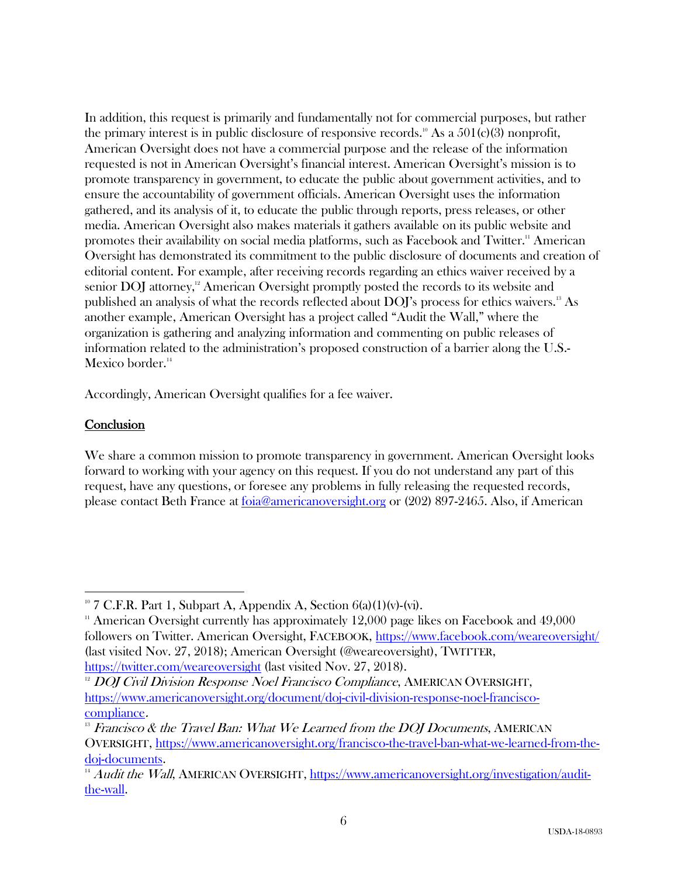In addition, this request is primarily and fundamentally not for commercial purposes, but rather the primary interest is in public disclosure of responsive records.[10] As a 501(c)(3) nonprofit, American Oversight does not have a commercial purpose and the release of the information requested is not in American Oversight's financial interest. American Oversight's mission is to promote transparency in government, to educate the public about government activities, and to ensure the accountability of government officials. American Oversight uses the information gathered, and its analysis of it, to educate the public through reports, press releases, or other media. American Oversight also makes materials it gathers available on its public website and promotes their availability on social media platforms, such as Facebook and Twitter.[11] American Oversight has demonstrated its commitment to the public disclosure of documents and creation of editorial content. For example, after receiving records regarding an ethics waiver received by a senior DOJ attorney,[12] American Oversight promptly posted the records to its website and published an analysis of what the records reflected about DOJ's process for ethics waivers.[13] As another example, American Oversight has a project called "Audit the Wall," where the organization is gathering and analyzing information and commenting on public releases of information related to the administration's proposed construction of a barrier along the U.S.-Mexico border.[14]

Accordingly, American Oversight qualifies for a fee waiver.

## Conclusion

We share a common mission to promote transparency in government. American Oversight looks forward to working with your agency on this request. If you do not understand any part of this request, have any questions, or foresee any problems in fully releasing the requested records, please contact Beth France at [foia@americanoversight.org](mailto:foia@americanoversight.org) or (202) 897-2465. Also, if American

---

[10] 7 C.F.R. Part 1, Subpart A, Appendix A, Section 6(a)(1)(v)-(vi).

[11] American Oversight currently has approximately 12,000 page likes on Facebook and 49,000 followers on Twitter. American Oversight, FACEBOOK, https://www.facebook.com/weareoversight/ (last visited Nov. 27, 2018); American Oversight (@weareoversight), TWITTER, https://twitter.com/weareoversight (last visited Nov. 27, 2018).

[12] *DOJ Civil Division Response Noel Francisco Compliance*, AMERICAN OVERSIGHT, https://www.americanoversight.org/document/doj-civil-division-response-noel-francisco-compliance.

[13] *Francisco & the Travel Ban: What We Learned from the DOJ Documents*, AMERICAN OVERSIGHT, https://www.americanoversight.org/francisco-the-travel-ban-what-we-learned-from-the-doj-documents.

[14] *Audit the Wall*, AMERICAN OVERSIGHT, https://www.americanoversight.org/investigation/audit-the-wall.

USDA-18-0893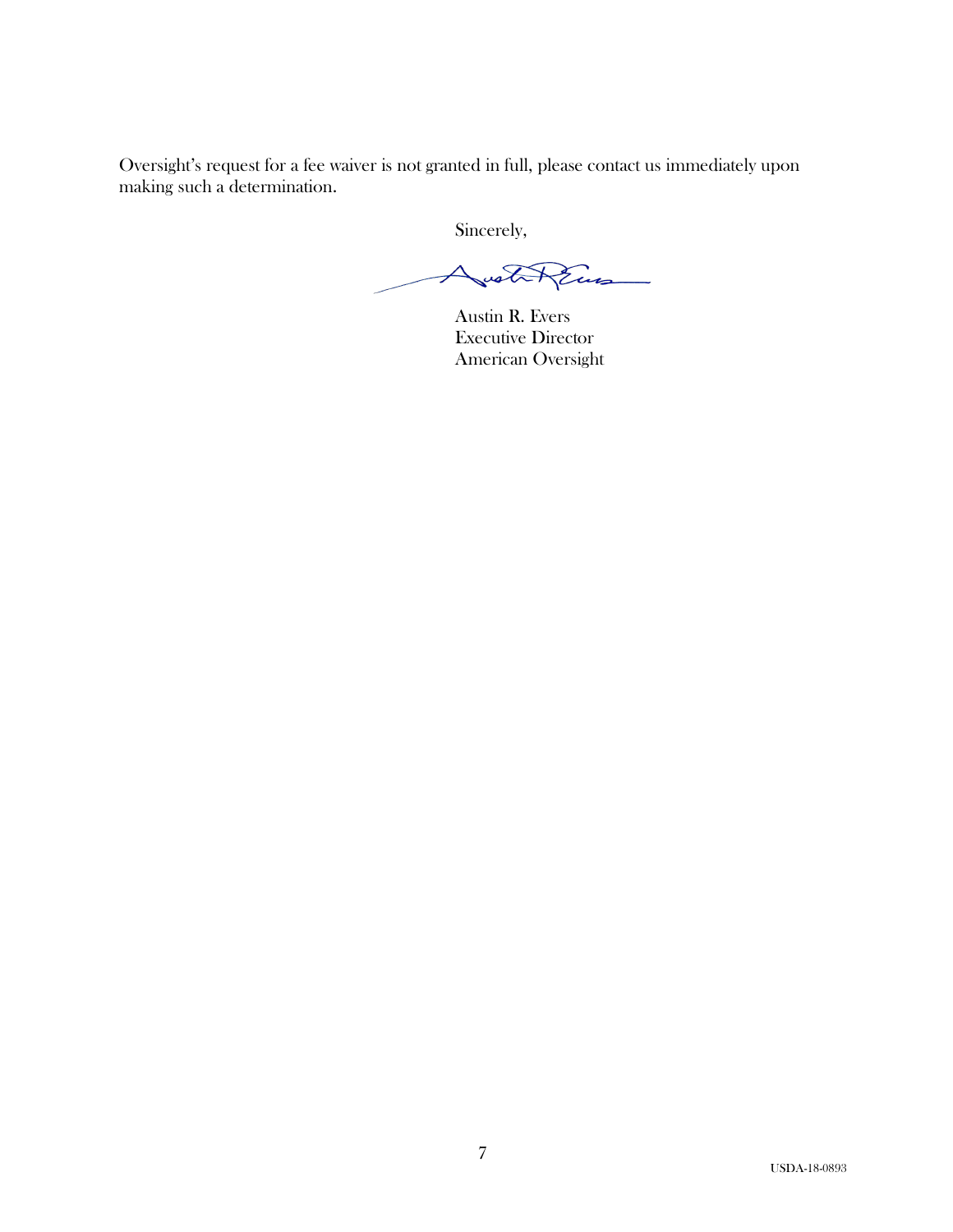Oversight's request for a fee waiver is not granted in full, please contact us immediately upon making such a determination.

Sincerely,

Austin R. Evers
Executive Director
American Oversight

USDA-18-0893